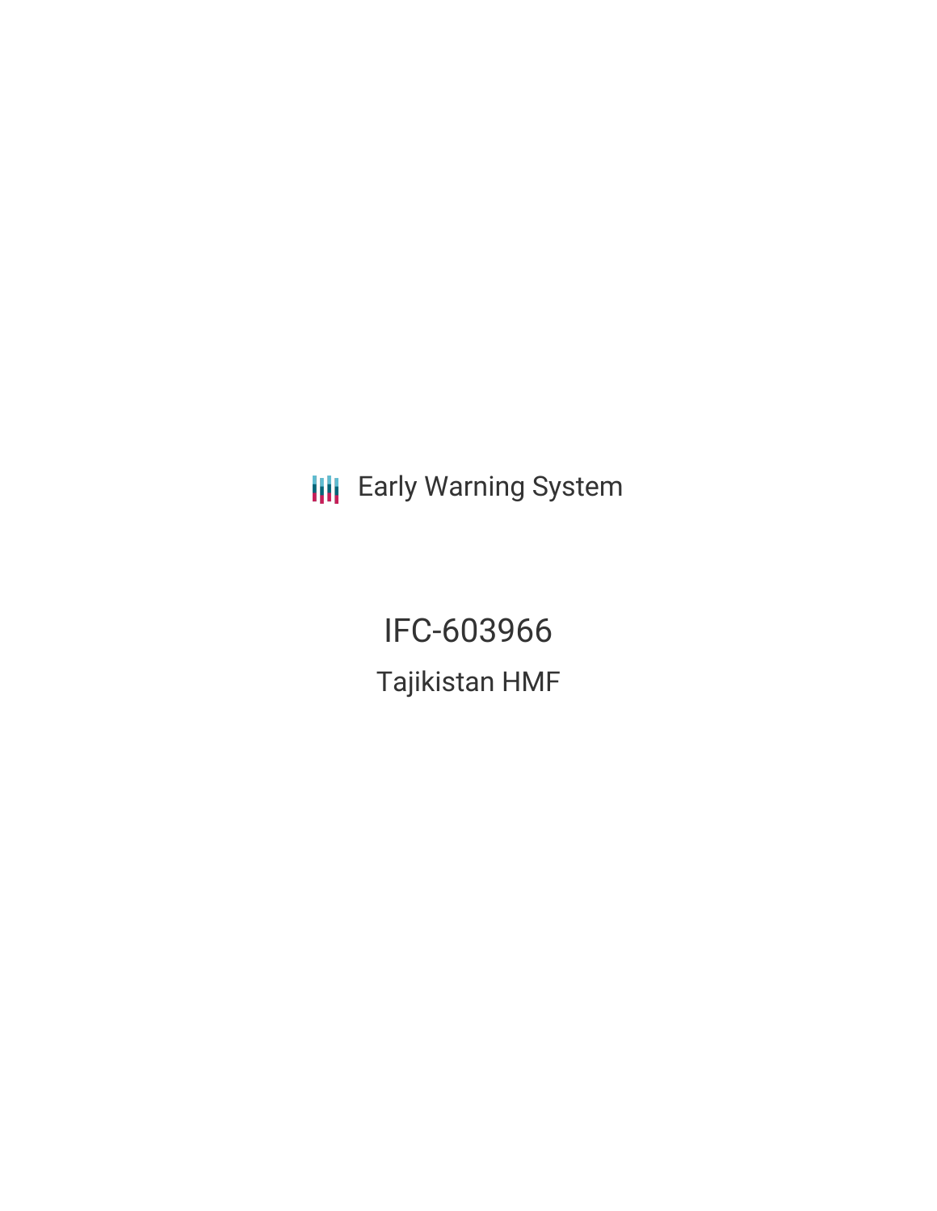Early Warning System

# IFC-603966

## Tajikistan HMF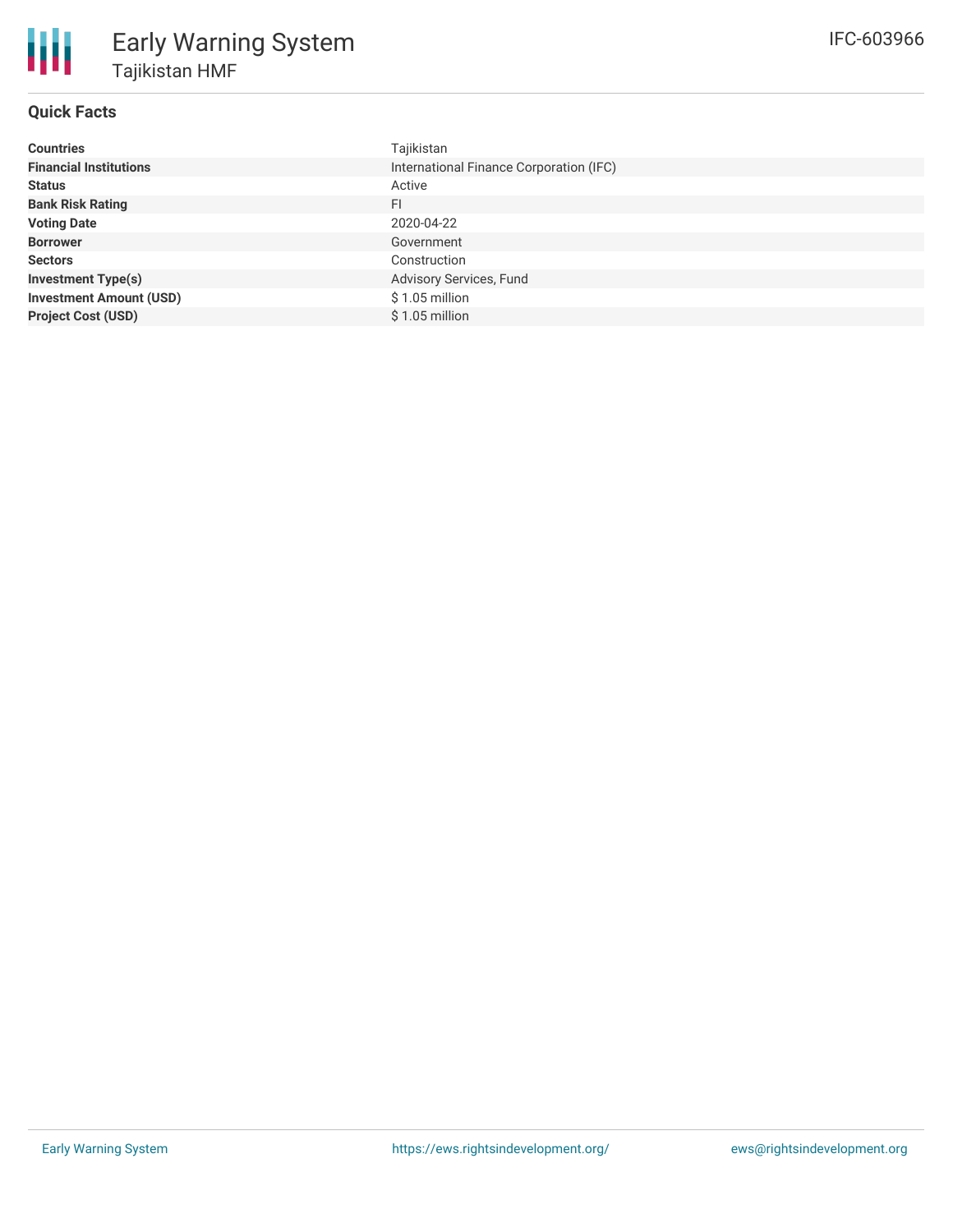# Early Warning System

## Tajikistan HMF

IFC-603966

### Quick Facts

| | |
|---|---|
| **Countries** | Tajikistan |
| **Financial Institutions** | International Finance Corporation (IFC) |
| **Status** | Active |
| **Bank Risk Rating** | FI |
| **Voting Date** | 2020-04-22 |
| **Borrower** | Government |
| **Sectors** | Construction |
| **Investment Type(s)** | Advisory Services, Fund |
| **Investment Amount (USD)** | $ 1.05 million |
| **Project Cost (USD)** | $ 1.05 million |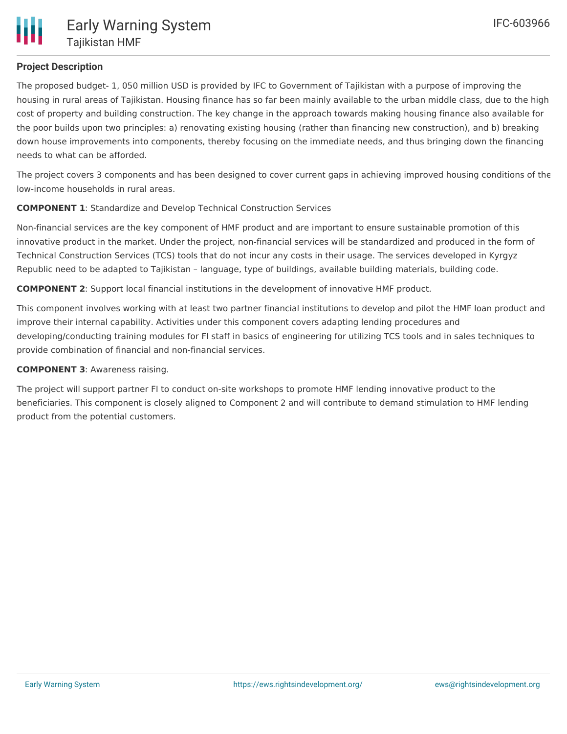## Project Description

The proposed budget- 1, 050 million USD is provided by IFC to Government of Tajikistan with a purpose of improving the housing in rural areas of Tajikistan. Housing finance has so far been mainly available to the urban middle class, due to the high cost of property and building construction. The key change in the approach towards making housing finance also available for the poor builds upon two principles: a) renovating existing housing (rather than financing new construction), and b) breaking down house improvements into components, thereby focusing on the immediate needs, and thus bringing down the financing needs to what can be afforded.

The project covers 3 components and has been designed to cover current gaps in achieving improved housing conditions of the low-income households in rural areas.

**COMPONENT 1**: Standardize and Develop Technical Construction Services

Non-financial services are the key component of HMF product and are important to ensure sustainable promotion of this innovative product in the market. Under the project, non-financial services will be standardized and produced in the form of Technical Construction Services (TCS) tools that do not incur any costs in their usage. The services developed in Kyrgyz Republic need to be adapted to Tajikistan – language, type of buildings, available building materials, building code.

**COMPONENT 2**: Support local financial institutions in the development of innovative HMF product.

This component involves working with at least two partner financial institutions to develop and pilot the HMF loan product and improve their internal capability. Activities under this component covers adapting lending procedures and developing/conducting training modules for FI staff in basics of engineering for utilizing TCS tools and in sales techniques to provide combination of financial and non-financial services.

**COMPONENT 3**: Awareness raising.

The project will support partner FI to conduct on-site workshops to promote HMF lending innovative product to the beneficiaries. This component is closely aligned to Component 2 and will contribute to demand stimulation to HMF lending product from the potential customers.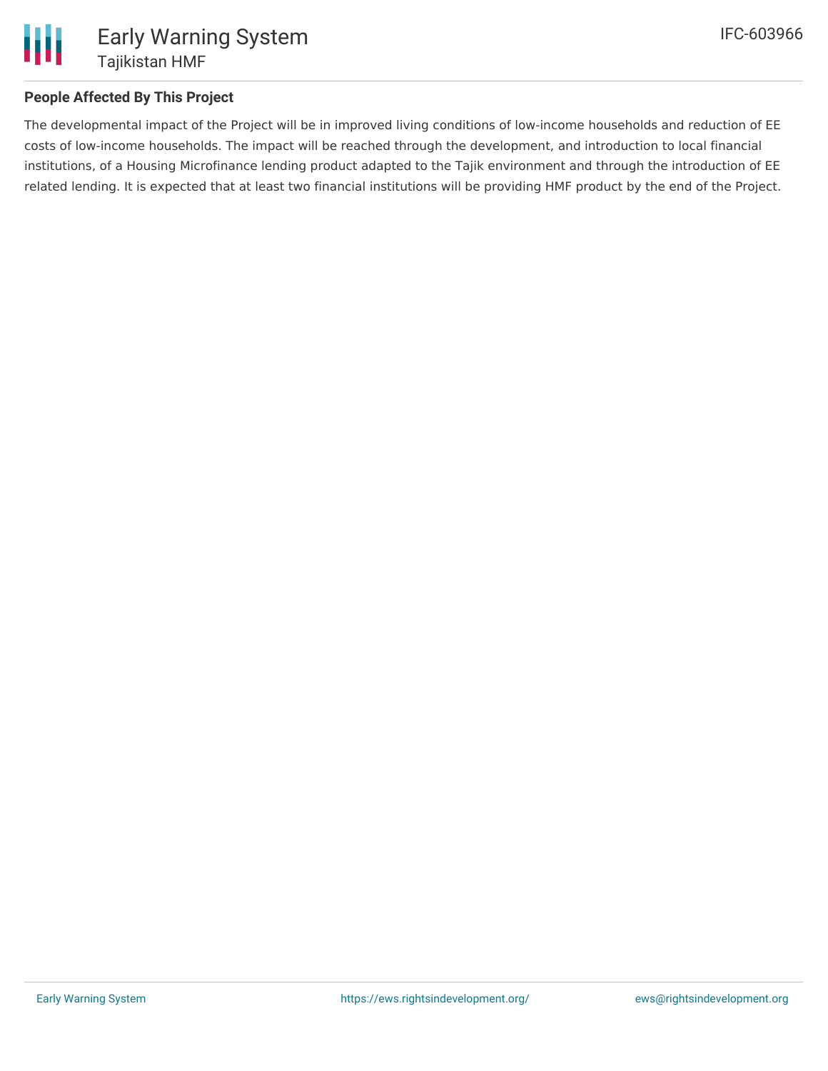## People Affected By This Project

The developmental impact of the Project will be in improved living conditions of low-income households and reduction of EE costs of low-income households. The impact will be reached through the development, and introduction to local financial institutions, of a Housing Microfinance lending product adapted to the Tajik environment and through the introduction of EE related lending. It is expected that at least two financial institutions will be providing HMF product by the end of the Project.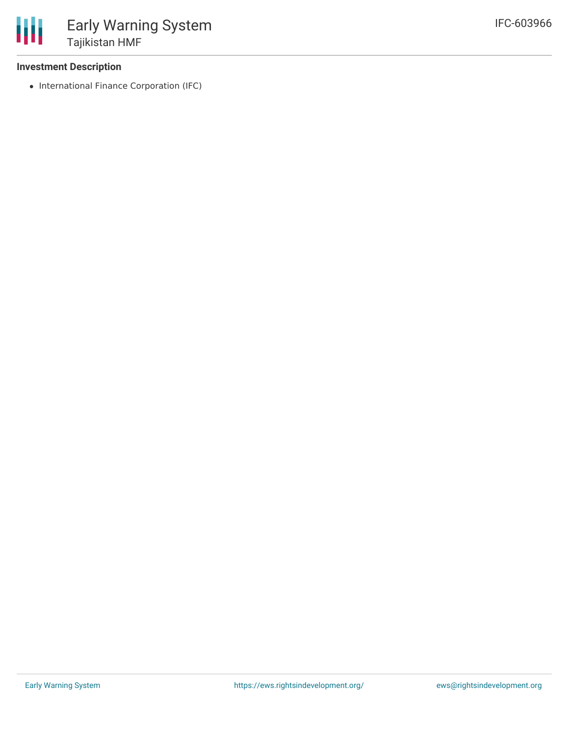### Investment Description

- International Finance Corporation (IFC)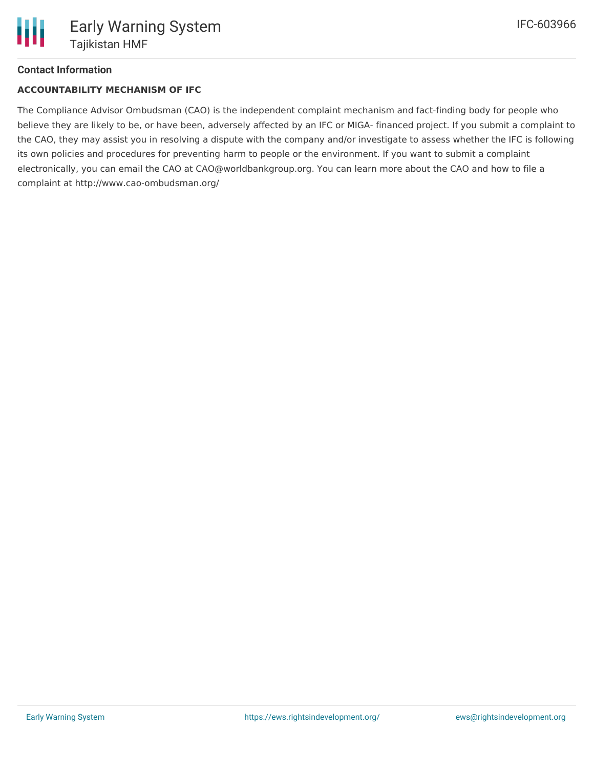## Contact Information

**ACCOUNTABILITY MECHANISM OF IFC**

The Compliance Advisor Ombudsman (CAO) is the independent complaint mechanism and fact-finding body for people who believe they are likely to be, or have been, adversely affected by an IFC or MIGA- financed project. If you submit a complaint to the CAO, they may assist you in resolving a dispute with the company and/or investigate to assess whether the IFC is following its own policies and procedures for preventing harm to people or the environment. If you want to submit a complaint electronically, you can email the CAO at CAO@worldbankgroup.org. You can learn more about the CAO and how to file a complaint at http://www.cao-ombudsman.org/